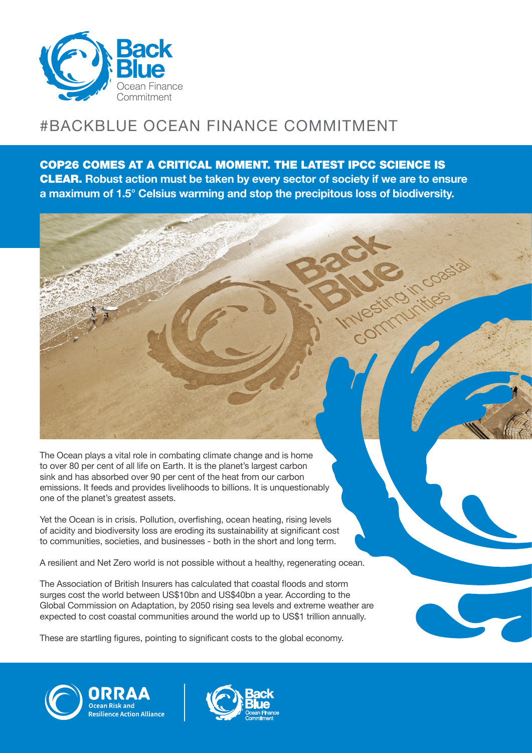# #BACKBLUE OCEAN FINANCE COMMITMENT

**COP26 COMES AT A CRITICAL MOMENT. THE LATEST IPCC SCIENCE IS CLEAR. Robust action must be taken by every sector of society if we are to ensure a maximum of 1.5° Celsius warming and stop the precipitous loss of biodiversity.**

The Ocean plays a vital role in combating climate change and is home to over 80 per cent of all life on Earth. It is the planet's largest carbon sink and has absorbed over 90 per cent of the heat from our carbon emissions. It feeds and provides livelihoods to billions. It is unquestionably one of the planet's greatest assets.

Yet the Ocean is in crisis. Pollution, overfishing, ocean heating, rising levels of acidity and biodiversity loss are eroding its sustainability at significant cost to communities, societies, and businesses - both in the short and long term.

A resilient and Net Zero world is not possible without a healthy, regenerating ocean.

The Association of British Insurers has calculated that coastal floods and storm surges cost the world between US$10bn and US$40bn a year. According to the Global Commission on Adaptation, by 2050 rising sea levels and extreme weather are expected to cost coastal communities around the world up to US$1 trillion annually.

These are startling figures, pointing to significant costs to the global economy.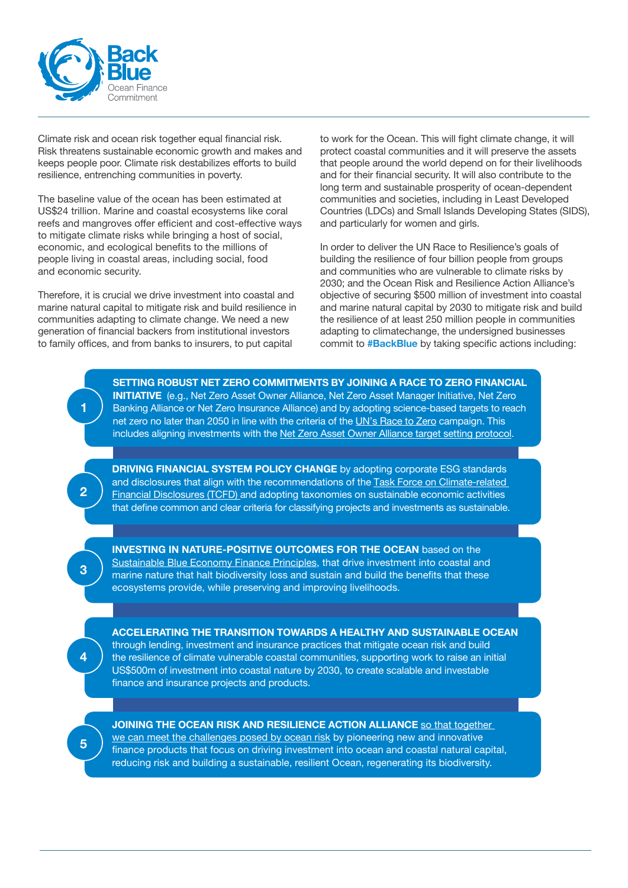**Back Blue**
Ocean Finance Commitment

Climate risk and ocean risk together equal financial risk. Risk threatens sustainable economic growth and makes and keeps people poor. Climate risk destabilizes efforts to build resilience, entrenching communities in poverty.

The baseline value of the ocean has been estimated at US$24 trillion. Marine and coastal ecosystems like coral reefs and mangroves offer efficient and cost-effective ways to mitigate climate risks while bringing a host of social, economic, and ecological benefits to the millions of people living in coastal areas, including social, food and economic security.

Therefore, it is crucial we drive investment into coastal and marine natural capital to mitigate risk and build resilience in communities adapting to climate change. We need a new generation of financial backers from institutional investors to family offices, and from banks to insurers, to put capital to work for the Ocean. This will fight climate change, it will protect coastal communities and it will preserve the assets that people around the world depend on for their livelihoods and for their financial security. It will also contribute to the long term and sustainable prosperity of ocean-dependent communities and societies, including in Least Developed Countries (LDCs) and Small Islands Developing States (SIDS), and particularly for women and girls.

In order to deliver the UN Race to Resilience's goals of building the resilience of four billion people from groups and communities who are vulnerable to climate risks by 2030; and the Ocean Risk and Resilience Action Alliance's objective of securing $500 million of investment into coastal and marine natural capital by 2030 to mitigate risk and build the resilience of at least 250 million people in communities adapting to climatechange, the undersigned businesses commit to **#BackBlue** by taking specific actions including:

1. **SETTING ROBUST NET ZERO COMMITMENTS BY JOINING A RACE TO ZERO FINANCIAL INITIATIVE** (e.g., Net Zero Asset Owner Alliance, Net Zero Asset Manager Initiative, Net Zero Banking Alliance or Net Zero Insurance Alliance) and by adopting science-based targets to reach net zero no later than 2050 in line with the criteria of the UN's Race to Zero campaign. This includes aligning investments with the Net Zero Asset Owner Alliance target setting protocol.

2. **DRIVING FINANCIAL SYSTEM POLICY CHANGE** by adopting corporate ESG standards and disclosures that align with the recommendations of the Task Force on Climate-related Financial Disclosures (TCFD) and adopting taxonomies on sustainable economic activities that define common and clear criteria for classifying projects and investments as sustainable.

3. **INVESTING IN NATURE-POSITIVE OUTCOMES FOR THE OCEAN** based on the Sustainable Blue Economy Finance Principles, that drive investment into coastal and marine nature that halt biodiversity loss and sustain and build the benefits that these ecosystems provide, while preserving and improving livelihoods.

4. **ACCELERATING THE TRANSITION TOWARDS A HEALTHY AND SUSTAINABLE OCEAN** through lending, investment and insurance practices that mitigate ocean risk and build the resilience of climate vulnerable coastal communities, supporting work to raise an initial US$500m of investment into coastal nature by 2030, to create scalable and investable finance and insurance projects and products.

5. **JOINING THE OCEAN RISK AND RESILIENCE ACTION ALLIANCE** so that together we can meet the challenges posed by ocean risk by pioneering new and innovative finance products that focus on driving investment into ocean and coastal natural capital, reducing risk and building a sustainable, resilient Ocean, regenerating its biodiversity.